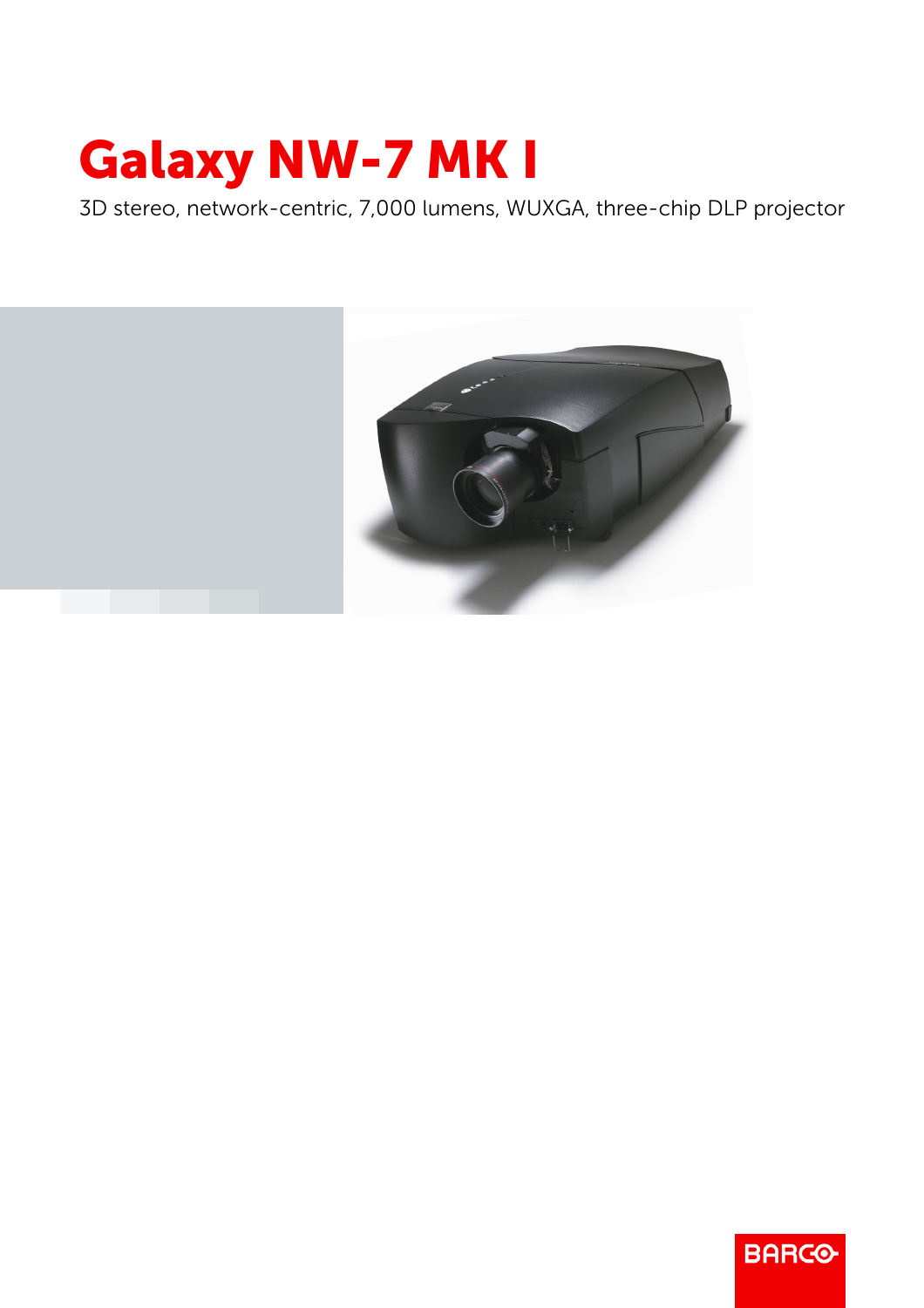# Galaxy NW-7 MK I

3D stereo, network-centric, 7,000 lumens, WUXGA, three-chip DLP projector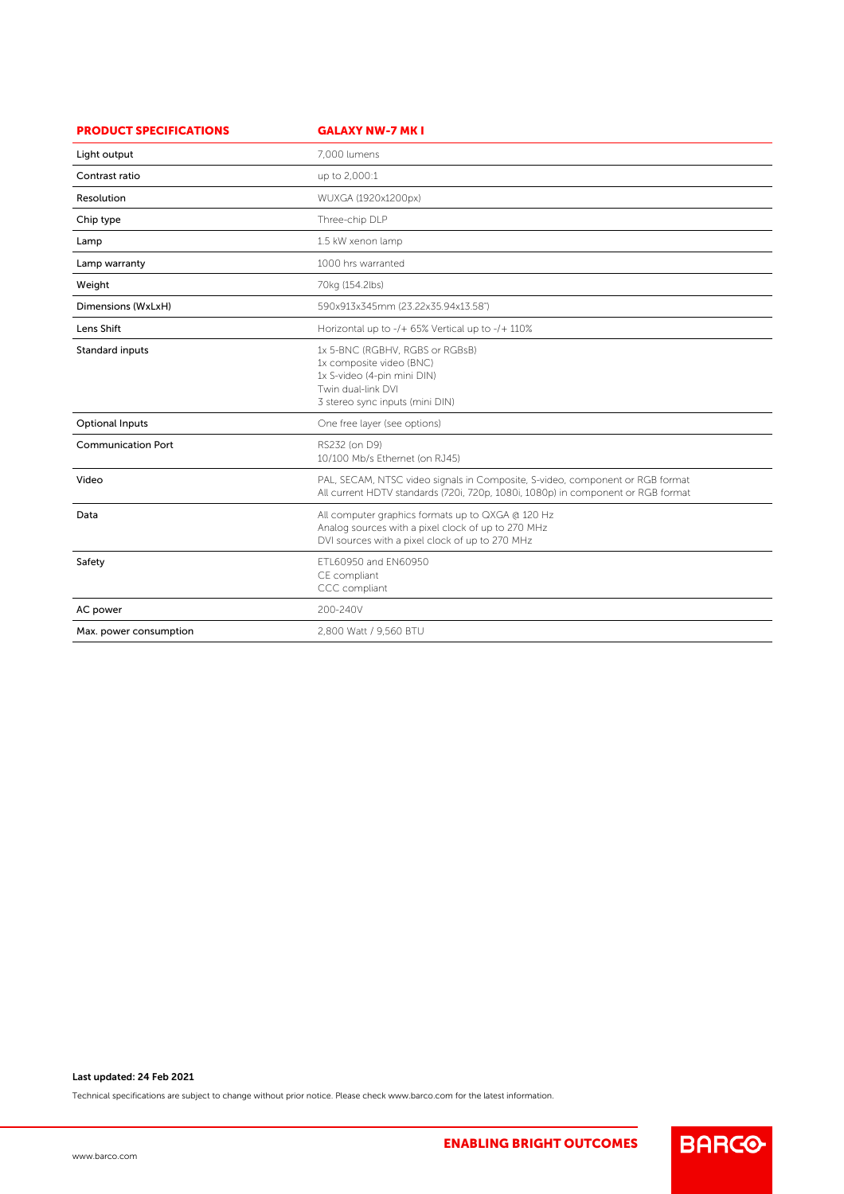| PRODUCT SPECIFICATIONS | GALAXY NW-7 MK I |
|---|---|
| Light output | 7,000 lumens |
| Contrast ratio | up to 2,000:1 |
| Resolution | WUXGA (1920x1200px) |
| Chip type | Three-chip DLP |
| Lamp | 1.5 kW xenon lamp |
| Lamp warranty | 1000 hrs warranted |
| Weight | 70kg (154.2lbs) |
| Dimensions (WxLxH) | 590x913x345mm (23.22x35.94x13.58") |
| Lens Shift | Horizontal up to -/+ 65% Vertical up to -/+ 110% |
| Standard inputs | 1x 5-BNC (RGBHV, RGBS or RGBsB)<br>1x composite video (BNC)<br>1x S-video (4-pin mini DIN)<br>Twin dual-link DVI<br>3 stereo sync inputs (mini DIN) |
| Optional Inputs | One free layer (see options) |
| Communication Port | RS232 (on D9)<br>10/100 Mb/s Ethernet (on RJ45) |
| Video | PAL, SECAM, NTSC video signals in Composite, S-video, component or RGB format<br>All current HDTV standards (720i, 720p, 1080i, 1080p) in component or RGB format |
| Data | All computer graphics formats up to QXGA @ 120 Hz<br>Analog sources with a pixel clock of up to 270 MHz<br>DVI sources with a pixel clock of up to 270 MHz |
| Safety | ETL60950 and EN60950<br>CE compliant<br>CCC compliant |
| AC power | 200-240V |
| Max. power consumption | 2,800 Watt / 9,560 BTU |

**Last updated: 24 Feb 2021**

Technical specifications are subject to change without prior notice. Please check www.barco.com for the latest information.